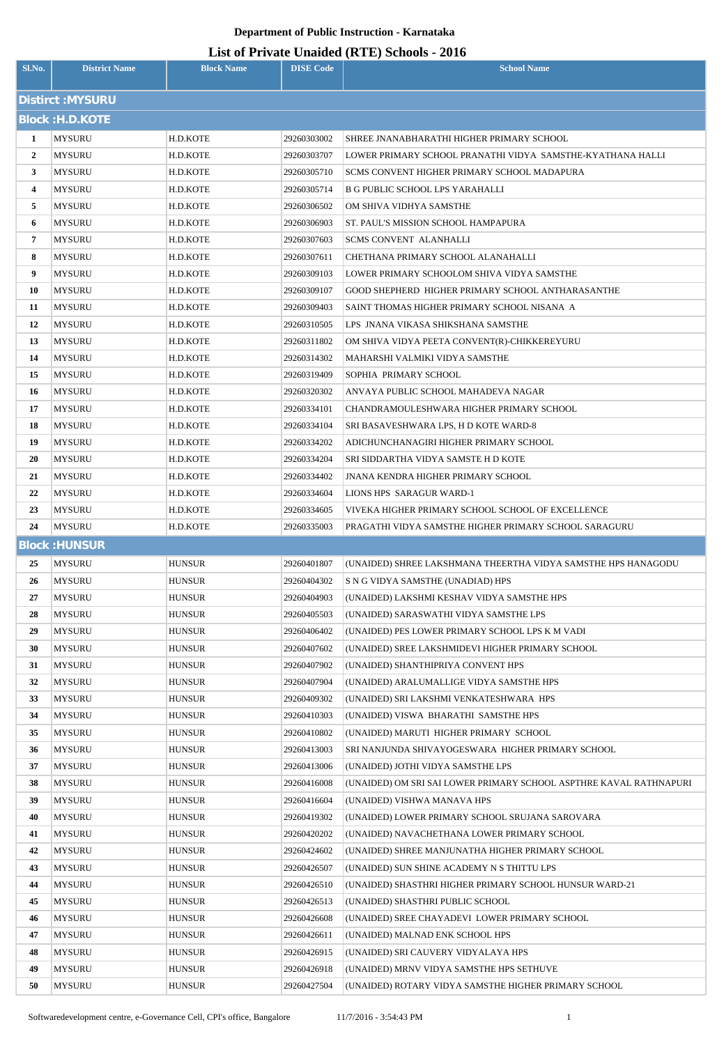# Department of Public Instruction - Karnataka

## List of Private Unaided (RTE) Schools - 2016

| Sl.No. | District Name | Block Name | DISE Code | School Name |
|---|---|---|---|---|
| **Distirct :MYSURU** | | | | |
| **Block :H.D.KOTE** | | | | |
| 1 | MYSURU | H.D.KOTE | 29260303002 | SHREE JNANABHARATHI HIGHER PRIMARY SCHOOL |
| 2 | MYSURU | H.D.KOTE | 29260303707 | LOWER PRIMARY SCHOOL PRANATHI VIDYA SAMSTHE-KYATHANA HALLI |
| 3 | MYSURU | H.D.KOTE | 29260305710 | SCMS CONVENT HIGHER PRIMARY SCHOOL MADAPURA |
| 4 | MYSURU | H.D.KOTE | 29260305714 | B G PUBLIC SCHOOL LPS YARAHALLI |
| 5 | MYSURU | H.D.KOTE | 29260306502 | OM SHIVA VIDHYA SAMSTHE |
| 6 | MYSURU | H.D.KOTE | 29260306903 | ST. PAUL'S MISSION SCHOOL HAMPAPURA |
| 7 | MYSURU | H.D.KOTE | 29260307603 | SCMS CONVENT ALANHALLI |
| 8 | MYSURU | H.D.KOTE | 29260307611 | CHETHANA PRIMARY SCHOOL ALANAHALLI |
| 9 | MYSURU | H.D.KOTE | 29260309103 | LOWER PRIMARY SCHOOLOM SHIVA VIDYA SAMSTHE |
| 10 | MYSURU | H.D.KOTE | 29260309107 | GOOD SHEPHERD HIGHER PRIMARY SCHOOL ANTHARASANTHE |
| 11 | MYSURU | H.D.KOTE | 29260309403 | SAINT THOMAS HIGHER PRIMARY SCHOOL NISANA A |
| 12 | MYSURU | H.D.KOTE | 29260310505 | LPS JNANA VIKASA SHIKSHANA SAMSTHE |
| 13 | MYSURU | H.D.KOTE | 29260311802 | OM SHIVA VIDYA PEETA CONVENT(R)-CHIKKEREYURU |
| 14 | MYSURU | H.D.KOTE | 29260314302 | MAHARSHI VALMIKI VIDYA SAMSTHE |
| 15 | MYSURU | H.D.KOTE | 29260319409 | SOPHIA PRIMARY SCHOOL |
| 16 | MYSURU | H.D.KOTE | 29260320302 | ANVAYA PUBLIC SCHOOL MAHADEVA NAGAR |
| 17 | MYSURU | H.D.KOTE | 29260334101 | CHANDRAMOULESHWARA HIGHER PRIMARY SCHOOL |
| 18 | MYSURU | H.D.KOTE | 29260334104 | SRI BASAVESHWARA LPS, H D KOTE WARD-8 |
| 19 | MYSURU | H.D.KOTE | 29260334202 | ADICHUNCHANAGIRI HIGHER PRIMARY SCHOOL |
| 20 | MYSURU | H.D.KOTE | 29260334204 | SRI SIDDARTHA VIDYA SAMSTE H D KOTE |
| 21 | MYSURU | H.D.KOTE | 29260334402 | JNANA KENDRA HIGHER PRIMARY SCHOOL |
| 22 | MYSURU | H.D.KOTE | 29260334604 | LIONS HPS SARAGUR WARD-1 |
| 23 | MYSURU | H.D.KOTE | 29260334605 | VIVEKA HIGHER PRIMARY SCHOOL SCHOOL OF EXCELLENCE |
| 24 | MYSURU | H.D.KOTE | 29260335003 | PRAGATHI VIDYA SAMSTHE HIGHER PRIMARY SCHOOL SARAGURU |
| **Block :HUNSUR** | | | | |
| 25 | MYSURU | HUNSUR | 29260401807 | (UNAIDED) SHREE LAKSHMANA THEERTHA VIDYA SAMSTHE HPS HANAGODU |
| 26 | MYSURU | HUNSUR | 29260404302 | S N G VIDYA SAMSTHE (UNADIAD) HPS |
| 27 | MYSURU | HUNSUR | 29260404903 | (UNAIDED) LAKSHMI KESHAV VIDYA SAMSTHE HPS |
| 28 | MYSURU | HUNSUR | 29260405503 | (UNAIDED) SARASWATHI VIDYA SAMSTHE LPS |
| 29 | MYSURU | HUNSUR | 29260406402 | (UNAIDED) PES LOWER PRIMARY SCHOOL LPS K M VADI |
| 30 | MYSURU | HUNSUR | 29260407602 | (UNAIDED) SREE LAKSHMIDEVI HIGHER PRIMARY SCHOOL |
| 31 | MYSURU | HUNSUR | 29260407902 | (UNAIDED) SHANTHIPRIYA CONVENT HPS |
| 32 | MYSURU | HUNSUR | 29260407904 | (UNAIDED) ARALUMALLIGE VIDYA SAMSTHE HPS |
| 33 | MYSURU | HUNSUR | 29260409302 | (UNAIDED) SRI LAKSHMI VENKATESHWARA HPS |
| 34 | MYSURU | HUNSUR | 29260410303 | (UNAIDED) VISWA BHARATHI SAMSTHE HPS |
| 35 | MYSURU | HUNSUR | 29260410802 | (UNAIDED) MARUTI HIGHER PRIMARY SCHOOL |
| 36 | MYSURU | HUNSUR | 29260413003 | SRI NANJUNDA SHIVAYOGESWARA HIGHER PRIMARY SCHOOL |
| 37 | MYSURU | HUNSUR | 29260413006 | (UNAIDED) JOTHI VIDYA SAMSTHE LPS |
| 38 | MYSURU | HUNSUR | 29260416008 | (UNAIDED) OM SRI SAI LOWER PRIMARY SCHOOL ASPTHRE KAVAL RATHNAPURI |
| 39 | MYSURU | HUNSUR | 29260416604 | (UNAIDED) VISHWA MANAVA HPS |
| 40 | MYSURU | HUNSUR | 29260419302 | (UNAIDED) LOWER PRIMARY SCHOOL SRUJANA SAROVARA |
| 41 | MYSURU | HUNSUR | 29260420202 | (UNAIDED) NAVACHETHANA LOWER PRIMARY SCHOOL |
| 42 | MYSURU | HUNSUR | 29260424602 | (UNAIDED) SHREE MANJUNATHA HIGHER PRIMARY SCHOOL |
| 43 | MYSURU | HUNSUR | 29260426507 | (UNAIDED) SUN SHINE ACADEMY N S THITTU LPS |
| 44 | MYSURU | HUNSUR | 29260426510 | (UNAIDED) SHASTHRI HIGHER PRIMARY SCHOOL HUNSUR WARD-21 |
| 45 | MYSURU | HUNSUR | 29260426513 | (UNAIDED) SHASTHRI PUBLIC SCHOOL |
| 46 | MYSURU | HUNSUR | 29260426608 | (UNAIDED) SREE CHAYADEVI LOWER PRIMARY SCHOOL |
| 47 | MYSURU | HUNSUR | 29260426611 | (UNAIDED) MALNAD ENK SCHOOL HPS |
| 48 | MYSURU | HUNSUR | 29260426915 | (UNAIDED) SRI CAUVERY VIDYALAYA HPS |
| 49 | MYSURU | HUNSUR | 29260426918 | (UNAIDED) MRNV VIDYA SAMSTHE HPS SETHUVE |
| 50 | MYSURU | HUNSUR | 29260427504 | (UNAIDED) ROTARY VIDYA SAMSTHE HIGHER PRIMARY SCHOOL |

Softwaredevelopment centre, e-Governance Cell, CPI's office, Bangalore 11/7/2016 - 3:54:43 PM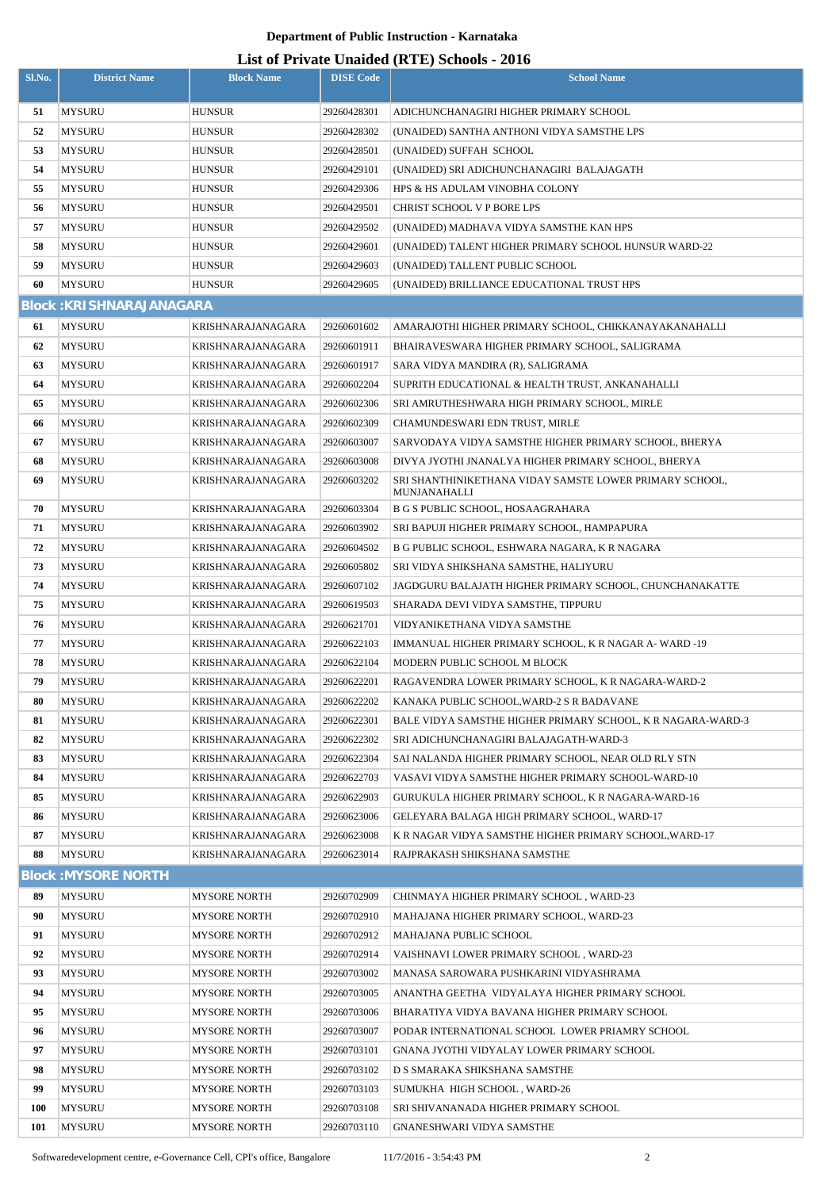# Department of Public Instruction - Karnataka

## List of Private Unaided (RTE) Schools - 2016

| Sl.No. | District Name | Block Name | DISE Code | School Name |
|---|---|---|---|---|
| 51 | MYSURU | HUNSUR | 29260428301 | ADICHUNCHANAGIRI HIGHER PRIMARY SCHOOL |
| 52 | MYSURU | HUNSUR | 29260428302 | (UNAIDED) SANTHA ANTHONI VIDYA SAMSTHE LPS |
| 53 | MYSURU | HUNSUR | 29260428501 | (UNAIDED) SUFFAH SCHOOL |
| 54 | MYSURU | HUNSUR | 29260429101 | (UNAIDED) SRI ADICHUNCHANAGIRI BALAJAGATH |
| 55 | MYSURU | HUNSUR | 29260429306 | HPS & HS ADULAM VINOBHA COLONY |
| 56 | MYSURU | HUNSUR | 29260429501 | CHRIST SCHOOL V P BORE LPS |
| 57 | MYSURU | HUNSUR | 29260429502 | (UNAIDED) MADHAVA VIDYA SAMSTHE KAN HPS |
| 58 | MYSURU | HUNSUR | 29260429601 | (UNAIDED) TALENT HIGHER PRIMARY SCHOOL HUNSUR WARD-22 |
| 59 | MYSURU | HUNSUR | 29260429603 | (UNAIDED) TALLENT PUBLIC SCHOOL |
| 60 | MYSURU | HUNSUR | 29260429605 | (UNAIDED) BRILLIANCE EDUCATIONAL TRUST HPS |
| **Block :KRISHNARAJANAGARA** | | | | |
| 61 | MYSURU | KRISHNARAJANAGARA | 29260601602 | AMARAJOTHI HIGHER PRIMARY SCHOOL, CHIKKANAYAKANAHALLI |
| 62 | MYSURU | KRISHNARAJANAGARA | 29260601911 | BHAIRAVESWARA HIGHER PRIMARY SCHOOL, SALIGRAMA |
| 63 | MYSURU | KRISHNARAJANAGARA | 29260601917 | SARA VIDYA MANDIRA (R), SALIGRAMA |
| 64 | MYSURU | KRISHNARAJANAGARA | 29260602204 | SUPRITH EDUCATIONAL & HEALTH TRUST, ANKANAHALLI |
| 65 | MYSURU | KRISHNARAJANAGARA | 29260602306 | SRI AMRUTHESHWARA HIGH PRIMARY SCHOOL, MIRLE |
| 66 | MYSURU | KRISHNARAJANAGARA | 29260602309 | CHAMUNDESWARI EDN TRUST, MIRLE |
| 67 | MYSURU | KRISHNARAJANAGARA | 29260603007 | SARVODAYA VIDYA SAMSTHE HIGHER PRIMARY SCHOOL, BHERYA |
| 68 | MYSURU | KRISHNARAJANAGARA | 29260603008 | DIVYA JYOTHI JNANALYA HIGHER PRIMARY SCHOOL, BHERYA |
| 69 | MYSURU | KRISHNARAJANAGARA | 29260603202 | SRI SHANTHINIKETHANA VIDAY SAMSTE LOWER PRIMARY SCHOOL, MUNJANAHALLI |
| 70 | MYSURU | KRISHNARAJANAGARA | 29260603304 | B G S PUBLIC SCHOOL, HOSAAGRAHARA |
| 71 | MYSURU | KRISHNARAJANAGARA | 29260603902 | SRI BAPUJI HIGHER PRIMARY SCHOOL, HAMPAPURA |
| 72 | MYSURU | KRISHNARAJANAGARA | 29260604502 | B G PUBLIC SCHOOL, ESHWARA NAGARA, K R NAGARA |
| 73 | MYSURU | KRISHNARAJANAGARA | 29260605802 | SRI VIDYA SHIKSHANA SAMSTHE, HALIYURU |
| 74 | MYSURU | KRISHNARAJANAGARA | 29260607102 | JAGDGURU BALAJATH HIGHER PRIMARY SCHOOL, CHUNCHANAKATTE |
| 75 | MYSURU | KRISHNARAJANAGARA | 29260619503 | SHARADA DEVI VIDYA SAMSTHE, TIPPURU |
| 76 | MYSURU | KRISHNARAJANAGARA | 29260621701 | VIDYANIKETHANA VIDYA SAMSTHE |
| 77 | MYSURU | KRISHNARAJANAGARA | 29260622103 | IMMANUAL HIGHER PRIMARY SCHOOL, K R NAGAR A- WARD -19 |
| 78 | MYSURU | KRISHNARAJANAGARA | 29260622104 | MODERN PUBLIC SCHOOL M BLOCK |
| 79 | MYSURU | KRISHNARAJANAGARA | 29260622201 | RAGAVENDRA LOWER PRIMARY SCHOOL, K R NAGARA-WARD-2 |
| 80 | MYSURU | KRISHNARAJANAGARA | 29260622202 | KANAKA PUBLIC SCHOOL,WARD-2 S R BADAVANE |
| 81 | MYSURU | KRISHNARAJANAGARA | 29260622301 | BALE VIDYA SAMSTHE HIGHER PRIMARY SCHOOL, K R NAGARA-WARD-3 |
| 82 | MYSURU | KRISHNARAJANAGARA | 29260622302 | SRI ADICHUNCHANAGIRI BALAJAGATH-WARD-3 |
| 83 | MYSURU | KRISHNARAJANAGARA | 29260622304 | SAI NALANDA HIGHER PRIMARY SCHOOL, NEAR OLD RLY STN |
| 84 | MYSURU | KRISHNARAJANAGARA | 29260622703 | VASAVI VIDYA SAMSTHE HIGHER PRIMARY SCHOOL-WARD-10 |
| 85 | MYSURU | KRISHNARAJANAGARA | 29260622903 | GURUKULA HIGHER PRIMARY SCHOOL, K R NAGARA-WARD-16 |
| 86 | MYSURU | KRISHNARAJANAGARA | 29260623006 | GELEYARA BALAGA HIGH PRIMARY SCHOOL, WARD-17 |
| 87 | MYSURU | KRISHNARAJANAGARA | 29260623008 | K R NAGAR VIDYA SAMSTHE HIGHER PRIMARY SCHOOL,WARD-17 |
| 88 | MYSURU | KRISHNARAJANAGARA | 29260623014 | RAJPRAKASH SHIKSHANA SAMSTHE |
| **Block :MYSORE NORTH** | | | | |
| 89 | MYSURU | MYSORE NORTH | 29260702909 | CHINMAYA HIGHER PRIMARY SCHOOL , WARD-23 |
| 90 | MYSURU | MYSORE NORTH | 29260702910 | MAHAJANA HIGHER PRIMARY SCHOOL, WARD-23 |
| 91 | MYSURU | MYSORE NORTH | 29260702912 | MAHAJANA PUBLIC SCHOOL |
| 92 | MYSURU | MYSORE NORTH | 29260702914 | VAISHNAVI LOWER PRIMARY SCHOOL , WARD-23 |
| 93 | MYSURU | MYSORE NORTH | 29260703002 | MANASA SAROWARA PUSHKARINI VIDYASHRAMA |
| 94 | MYSURU | MYSORE NORTH | 29260703005 | ANANTHA GEETHA VIDYALAYA HIGHER PRIMARY SCHOOL |
| 95 | MYSURU | MYSORE NORTH | 29260703006 | BHARATIYA VIDYA BAVANA HIGHER PRIMARY SCHOOL |
| 96 | MYSURU | MYSORE NORTH | 29260703007 | PODAR INTERNATIONAL SCHOOL LOWER PRIAMRY SCHOOL |
| 97 | MYSURU | MYSORE NORTH | 29260703101 | GNANA JYOTHI VIDYALAY LOWER PRIMARY SCHOOL |
| 98 | MYSURU | MYSORE NORTH | 29260703102 | D S SMARAKA SHIKSHANA SAMSTHE |
| 99 | MYSURU | MYSORE NORTH | 29260703103 | SUMUKHA HIGH SCHOOL , WARD-26 |
| 100 | MYSURU | MYSORE NORTH | 29260703108 | SRI SHIVANANADA HIGHER PRIMARY SCHOOL |
| 101 | MYSURU | MYSORE NORTH | 29260703110 | GNANESHWARI VIDYA SAMSTHE |

Softwaredevelopment centre, e-Governance Cell, CPI's office, Bangalore 11/7/2016 - 3:54:43 PM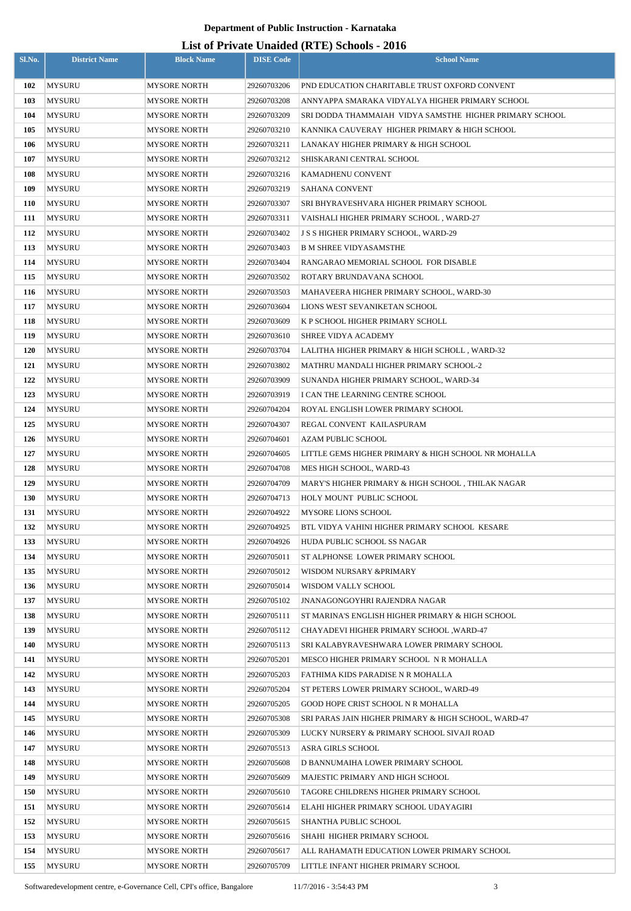# Department of Public Instruction - Karnataka

## List of Private Unaided (RTE) Schools - 2016

| Sl.No. | District Name | Block Name | DISE Code | School Name |
|---|---|---|---|---|
| 102 | MYSURU | MYSORE NORTH | 29260703206 | PND EDUCATION CHARITABLE TRUST OXFORD CONVENT |
| 103 | MYSURU | MYSORE NORTH | 29260703208 | ANNYAPPA SMARAKA VIDYALYA HIGHER PRIMARY SCHOOL |
| 104 | MYSURU | MYSORE NORTH | 29260703209 | SRI DODDA THAMMAIAH VIDYA SAMSTHE HIGHER PRIMARY SCHOOL |
| 105 | MYSURU | MYSORE NORTH | 29260703210 | KANNIKA CAUVERAY HIGHER PRIMARY & HIGH SCHOOL |
| 106 | MYSURU | MYSORE NORTH | 29260703211 | LANAKAY HIGHER PRIMARY & HIGH SCHOOL |
| 107 | MYSURU | MYSORE NORTH | 29260703212 | SHISKARANI CENTRAL SCHOOL |
| 108 | MYSURU | MYSORE NORTH | 29260703216 | KAMADHENU CONVENT |
| 109 | MYSURU | MYSORE NORTH | 29260703219 | SAHANA CONVENT |
| 110 | MYSURU | MYSORE NORTH | 29260703307 | SRI BHYRAVESHVARA HIGHER PRIMARY SCHOOL |
| 111 | MYSURU | MYSORE NORTH | 29260703311 | VAISHALI HIGHER PRIMARY SCHOOL , WARD-27 |
| 112 | MYSURU | MYSORE NORTH | 29260703402 | J S S HIGHER PRIMARY SCHOOL, WARD-29 |
| 113 | MYSURU | MYSORE NORTH | 29260703403 | B M SHREE VIDYASAMSTHE |
| 114 | MYSURU | MYSORE NORTH | 29260703404 | RANGARAO MEMORIAL SCHOOL FOR DISABLE |
| 115 | MYSURU | MYSORE NORTH | 29260703502 | ROTARY BRUNDAVANA SCHOOL |
| 116 | MYSURU | MYSORE NORTH | 29260703503 | MAHAVEERA HIGHER PRIMARY SCHOOL, WARD-30 |
| 117 | MYSURU | MYSORE NORTH | 29260703604 | LIONS WEST SEVANIKETAN SCHOOL |
| 118 | MYSURU | MYSORE NORTH | 29260703609 | K P SCHOOL HIGHER PRIMARY SCHOLL |
| 119 | MYSURU | MYSORE NORTH | 29260703610 | SHREE VIDYA ACADEMY |
| 120 | MYSURU | MYSORE NORTH | 29260703704 | LALITHA HIGHER PRIMARY & HIGH SCHOLL , WARD-32 |
| 121 | MYSURU | MYSORE NORTH | 29260703802 | MATHRU MANDALI HIGHER PRIMARY SCHOOL-2 |
| 122 | MYSURU | MYSORE NORTH | 29260703909 | SUNANDA HIGHER PRIMARY SCHOOL, WARD-34 |
| 123 | MYSURU | MYSORE NORTH | 29260703919 | I CAN THE LEARNING CENTRE SCHOOL |
| 124 | MYSURU | MYSORE NORTH | 29260704204 | ROYAL ENGLISH LOWER PRIMARY SCHOOL |
| 125 | MYSURU | MYSORE NORTH | 29260704307 | REGAL CONVENT KAILASPURAM |
| 126 | MYSURU | MYSORE NORTH | 29260704601 | AZAM PUBLIC SCHOOL |
| 127 | MYSURU | MYSORE NORTH | 29260704605 | LITTLE GEMS HIGHER PRIMARY & HIGH SCHOOL NR MOHALLA |
| 128 | MYSURU | MYSORE NORTH | 29260704708 | MES HIGH SCHOOL, WARD-43 |
| 129 | MYSURU | MYSORE NORTH | 29260704709 | MARY'S HIGHER PRIMARY & HIGH SCHOOL , THILAK NAGAR |
| 130 | MYSURU | MYSORE NORTH | 29260704713 | HOLY MOUNT PUBLIC SCHOOL |
| 131 | MYSURU | MYSORE NORTH | 29260704922 | MYSORE LIONS SCHOOL |
| 132 | MYSURU | MYSORE NORTH | 29260704925 | BTL VIDYA VAHINI HIGHER PRIMARY SCHOOL KESARE |
| 133 | MYSURU | MYSORE NORTH | 29260704926 | HUDA PUBLIC SCHOOL SS NAGAR |
| 134 | MYSURU | MYSORE NORTH | 29260705011 | ST ALPHONSE LOWER PRIMARY SCHOOL |
| 135 | MYSURU | MYSORE NORTH | 29260705012 | WISDOM NURSARY &PRIMARY |
| 136 | MYSURU | MYSORE NORTH | 29260705014 | WISDOM VALLY SCHOOL |
| 137 | MYSURU | MYSORE NORTH | 29260705102 | JNANAGONGOYHRI RAJENDRA NAGAR |
| 138 | MYSURU | MYSORE NORTH | 29260705111 | ST MARINA'S ENGLISH HIGHER PRIMARY & HIGH SCHOOL |
| 139 | MYSURU | MYSORE NORTH | 29260705112 | CHAYADEVI HIGHER PRIMARY SCHOOL ,WARD-47 |
| 140 | MYSURU | MYSORE NORTH | 29260705113 | SRI KALABYRAVESHWARA LOWER PRIMARY SCHOOL |
| 141 | MYSURU | MYSORE NORTH | 29260705201 | MESCO HIGHER PRIMARY SCHOOL N R MOHALLA |
| 142 | MYSURU | MYSORE NORTH | 29260705203 | FATHIMA KIDS PARADISE N R MOHALLA |
| 143 | MYSURU | MYSORE NORTH | 29260705204 | ST PETERS LOWER PRIMARY SCHOOL, WARD-49 |
| 144 | MYSURU | MYSORE NORTH | 29260705205 | GOOD HOPE CRIST SCHOOL N R MOHALLA |
| 145 | MYSURU | MYSORE NORTH | 29260705308 | SRI PARAS JAIN HIGHER PRIMARY & HIGH SCHOOL, WARD-47 |
| 146 | MYSURU | MYSORE NORTH | 29260705309 | LUCKY NURSERY & PRIMARY SCHOOL SIVAJI ROAD |
| 147 | MYSURU | MYSORE NORTH | 29260705513 | ASRA GIRLS SCHOOL |
| 148 | MYSURU | MYSORE NORTH | 29260705608 | D BANNUMAIHA LOWER PRIMARY SCHOOL |
| 149 | MYSURU | MYSORE NORTH | 29260705609 | MAJESTIC PRIMARY AND HIGH SCHOOL |
| 150 | MYSURU | MYSORE NORTH | 29260705610 | TAGORE CHILDRENS HIGHER PRIMARY SCHOOL |
| 151 | MYSURU | MYSORE NORTH | 29260705614 | ELAHI HIGHER PRIMARY SCHOOL UDAYAGIRI |
| 152 | MYSURU | MYSORE NORTH | 29260705615 | SHANTHA PUBLIC SCHOOL |
| 153 | MYSURU | MYSORE NORTH | 29260705616 | SHAHI HIGHER PRIMARY SCHOOL |
| 154 | MYSURU | MYSORE NORTH | 29260705617 | ALL RAHAMATH EDUCATION LOWER PRIMARY SCHOOL |
| 155 | MYSURU | MYSORE NORTH | 29260705709 | LITTLE INFANT HIGHER PRIMARY SCHOOL |

Softwaredevelopment centre, e-Governance Cell, CPI's office, Bangalore 11/7/2016 - 3:54:43 PM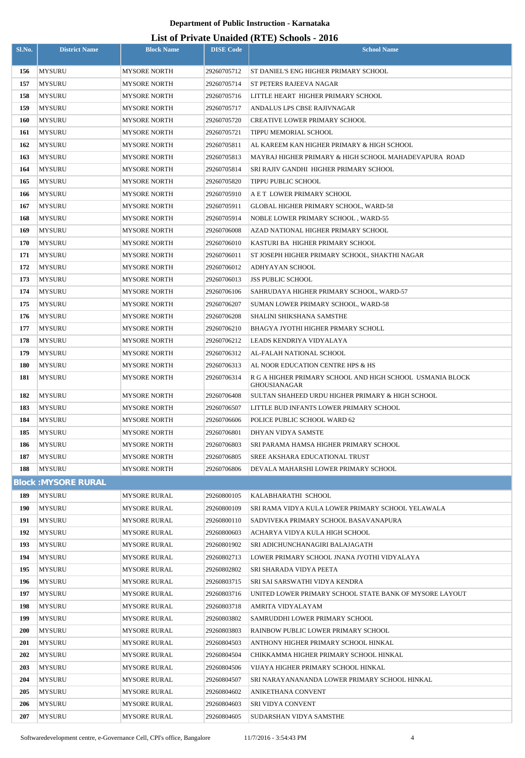**Department of Public Instruction - Karnataka**

## List of Private Unaided (RTE) Schools - 2016

| Sl.No. | District Name | Block Name | DISE Code | School Name |
|---|---|---|---|---|
| 156 | MYSURU | MYSORE NORTH | 29260705712 | ST DANIEL'S ENG HIGHER PRIMARY SCHOOL |
| 157 | MYSURU | MYSORE NORTH | 29260705714 | ST PETERS RAJEEVA NAGAR |
| 158 | MYSURU | MYSORE NORTH | 29260705716 | LITTLE HEART HIGHER PRIMARY SCHOOL |
| 159 | MYSURU | MYSORE NORTH | 29260705717 | ANDALUS LPS CBSE RAJIVNAGAR |
| 160 | MYSURU | MYSORE NORTH | 29260705720 | CREATIVE LOWER PRIMARY SCHOOL |
| 161 | MYSURU | MYSORE NORTH | 29260705721 | TIPPU MEMORIAL SCHOOL |
| 162 | MYSURU | MYSORE NORTH | 29260705811 | AL KAREEM KAN HIGHER PRIMARY & HIGH SCHOOL |
| 163 | MYSURU | MYSORE NORTH | 29260705813 | MAYRAJ HIGHER PRIMARY & HIGH SCHOOL MAHADEVAPURA ROAD |
| 164 | MYSURU | MYSORE NORTH | 29260705814 | SRI RAJIV GANDHI HIGHER PRIMARY SCHOOL |
| 165 | MYSURU | MYSORE NORTH | 29260705820 | TIPPU PUBLIC SCHOOL |
| 166 | MYSURU | MYSORE NORTH | 29260705910 | A E T LOWER PRIMARY SCHOOL |
| 167 | MYSURU | MYSORE NORTH | 29260705911 | GLOBAL HIGHER PRIMARY SCHOOL, WARD-58 |
| 168 | MYSURU | MYSORE NORTH | 29260705914 | NOBLE LOWER PRIMARY SCHOOL , WARD-55 |
| 169 | MYSURU | MYSORE NORTH | 29260706008 | AZAD NATIONAL HIGHER PRIMARY SCHOOL |
| 170 | MYSURU | MYSORE NORTH | 29260706010 | KASTURI BA HIGHER PRIMARY SCHOOL |
| 171 | MYSURU | MYSORE NORTH | 29260706011 | ST JOSEPH HIGHER PRIMARY SCHOOL, SHAKTHI NAGAR |
| 172 | MYSURU | MYSORE NORTH | 29260706012 | ADHYAYAN SCHOOL |
| 173 | MYSURU | MYSORE NORTH | 29260706013 | JSS PUBLIC SCHOOL |
| 174 | MYSURU | MYSORE NORTH | 29260706106 | SAHRUDAYA HIGHER PRIMARY SCHOOL, WARD-57 |
| 175 | MYSURU | MYSORE NORTH | 29260706207 | SUMAN LOWER PRIMARY SCHOOL, WARD-58 |
| 176 | MYSURU | MYSORE NORTH | 29260706208 | SHALINI SHIKSHANA SAMSTHE |
| 177 | MYSURU | MYSORE NORTH | 29260706210 | BHAGYA JYOTHI HIGHER PRMARY SCHOLL |
| 178 | MYSURU | MYSORE NORTH | 29260706212 | LEADS KENDRIYA VIDYALAYA |
| 179 | MYSURU | MYSORE NORTH | 29260706312 | AL-FALAH NATIONAL SCHOOL |
| 180 | MYSURU | MYSORE NORTH | 29260706313 | AL NOOR EDUCATION CENTRE HPS & HS |
| 181 | MYSURU | MYSORE NORTH | 29260706314 | R G A HIGHER PRIMARY SCHOOL AND HIGH SCHOOL USMANIA BLOCK GHOUSIANAGAR |
| 182 | MYSURU | MYSORE NORTH | 29260706408 | SULTAN SHAHEED URDU HIGHER PRIMARY & HIGH SCHOOL |
| 183 | MYSURU | MYSORE NORTH | 29260706507 | LITTLE BUD INFANTS LOWER PRIMARY SCHOOL |
| 184 | MYSURU | MYSORE NORTH | 29260706606 | POLICE PUBLIC SCHOOL WARD 62 |
| 185 | MYSURU | MYSORE NORTH | 29260706801 | DHYAN VIDYA SAMSTE |
| 186 | MYSURU | MYSORE NORTH | 29260706803 | SRI PARAMA HAMSA HIGHER PRIMARY SCHOOL |
| 187 | MYSURU | MYSORE NORTH | 29260706805 | SREE AKSHARA EDUCATIONAL TRUST |
| 188 | MYSURU | MYSORE NORTH | 29260706806 | DEVALA MAHARSHI LOWER PRIMARY SCHOOL |
| **Block :MYSORE RURAL** | | | | |
| 189 | MYSURU | MYSORE RURAL | 29260800105 | KALABHARATHI SCHOOL |
| 190 | MYSURU | MYSORE RURAL | 29260800109 | SRI RAMA VIDYA KULA LOWER PRIMARY SCHOOL YELAWALA |
| 191 | MYSURU | MYSORE RURAL | 29260800110 | SADVIVEKA PRIMARY SCHOOL BASAVANAPURA |
| 192 | MYSURU | MYSORE RURAL | 29260800603 | ACHARYA VIDYA KULA HIGH SCHOOL |
| 193 | MYSURU | MYSORE RURAL | 29260801902 | SRI ADICHUNCHANAGIRI BALAJAGATH |
| 194 | MYSURU | MYSORE RURAL | 29260802713 | LOWER PRIMARY SCHOOL JNANA JYOTHI VIDYALAYA |
| 195 | MYSURU | MYSORE RURAL | 29260802802 | SRI SHARADA VIDYA PEETA |
| 196 | MYSURU | MYSORE RURAL | 29260803715 | SRI SAI SARSWATHI VIDYA KENDRA |
| 197 | MYSURU | MYSORE RURAL | 29260803716 | UNITED LOWER PRIMARY SCHOOL STATE BANK OF MYSORE LAYOUT |
| 198 | MYSURU | MYSORE RURAL | 29260803718 | AMRITA VIDYALAYAM |
| 199 | MYSURU | MYSORE RURAL | 29260803802 | SAMRUDDHI LOWER PRIMARY SCHOOL |
| 200 | MYSURU | MYSORE RURAL | 29260803803 | RAINBOW PUBLIC LOWER PRIMARY SCHOOL |
| 201 | MYSURU | MYSORE RURAL | 29260804503 | ANTHONY HIGHER PRIMARY SCHOOL HINKAL |
| 202 | MYSURU | MYSORE RURAL | 29260804504 | CHIKKAMMA HIGHER PRIMARY SCHOOL HINKAL |
| 203 | MYSURU | MYSORE RURAL | 29260804506 | VIJAYA HIGHER PRIMARY SCHOOL HINKAL |
| 204 | MYSURU | MYSORE RURAL | 29260804507 | SRI NARAYANANANDA LOWER PRIMARY SCHOOL HINKAL |
| 205 | MYSURU | MYSORE RURAL | 29260804602 | ANIKETHANA CONVENT |
| 206 | MYSURU | MYSORE RURAL | 29260804603 | SRI VIDYA CONVENT |
| 207 | MYSURU | MYSORE RURAL | 29260804605 | SUDARSHAN VIDYA SAMSTHE |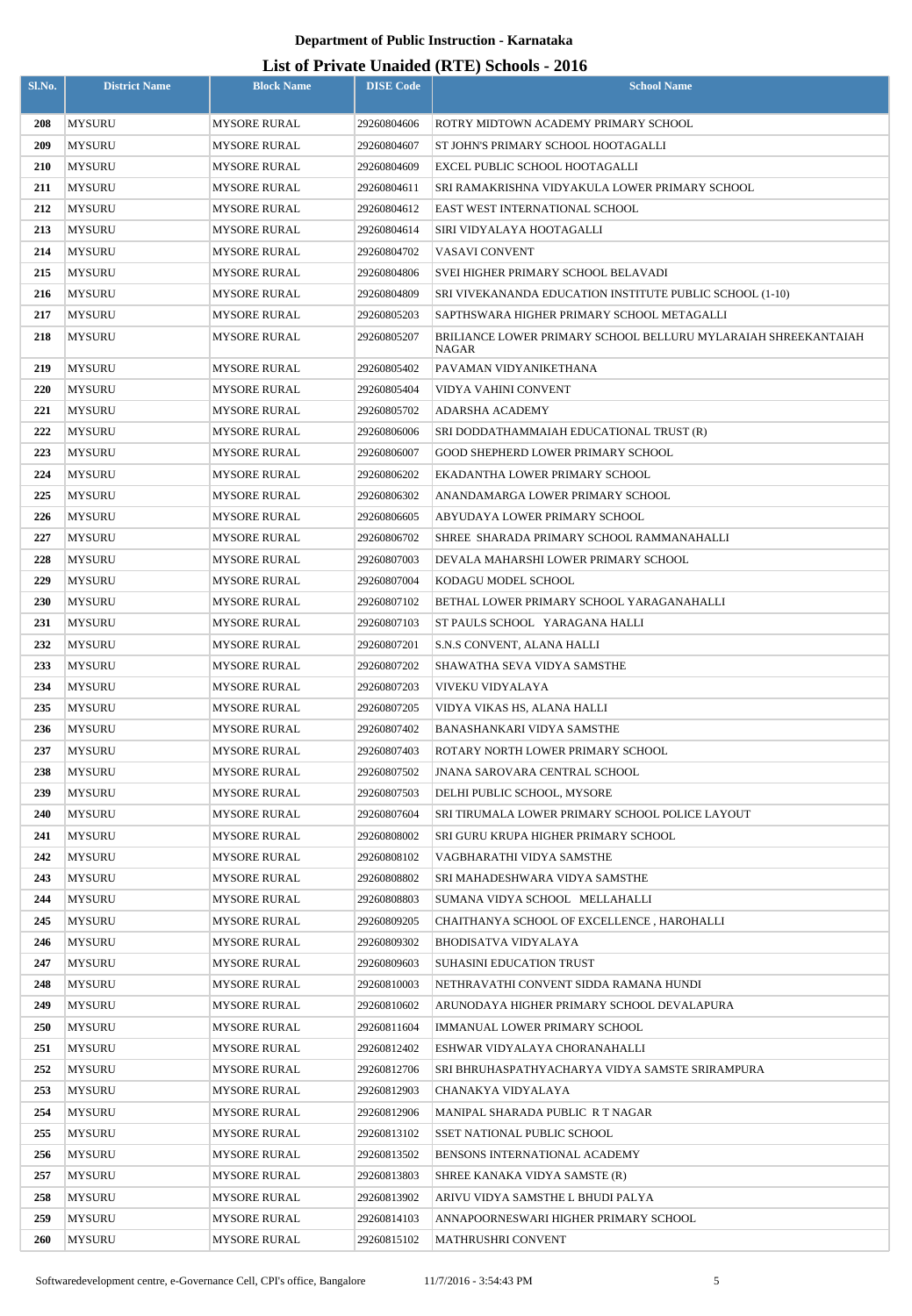**Department of Public Instruction - Karnataka**

## List of Private Unaided (RTE) Schools - 2016

| Sl.No. | District Name | Block Name | DISE Code | School Name |
|---|---|---|---|---|
| 208 | MYSURU | MYSORE RURAL | 29260804606 | ROTRY MIDTOWN ACADEMY PRIMARY SCHOOL |
| 209 | MYSURU | MYSORE RURAL | 29260804607 | ST JOHN'S PRIMARY SCHOOL HOOTAGALLI |
| 210 | MYSURU | MYSORE RURAL | 29260804609 | EXCEL PUBLIC SCHOOL HOOTAGALLI |
| 211 | MYSURU | MYSORE RURAL | 29260804611 | SRI RAMAKRISHNA VIDYAKULA LOWER PRIMARY SCHOOL |
| 212 | MYSURU | MYSORE RURAL | 29260804612 | EAST WEST INTERNATIONAL SCHOOL |
| 213 | MYSURU | MYSORE RURAL | 29260804614 | SIRI VIDYALAYA HOOTAGALLI |
| 214 | MYSURU | MYSORE RURAL | 29260804702 | VASAVI CONVENT |
| 215 | MYSURU | MYSORE RURAL | 29260804806 | SVEI HIGHER PRIMARY SCHOOL BELAVADI |
| 216 | MYSURU | MYSORE RURAL | 29260804809 | SRI VIVEKANANDA EDUCATION INSTITUTE PUBLIC SCHOOL (1-10) |
| 217 | MYSURU | MYSORE RURAL | 29260805203 | SAPTHSWARA HIGHER PRIMARY SCHOOL METAGALLI |
| 218 | MYSURU | MYSORE RURAL | 29260805207 | BRILIANCE LOWER PRIMARY SCHOOL BELLURU MYLARAIAH SHREEKANTAIAH NAGAR |
| 219 | MYSURU | MYSORE RURAL | 29260805402 | PAVAMAN VIDYANIKETHANA |
| 220 | MYSURU | MYSORE RURAL | 29260805404 | VIDYA VAHINI CONVENT |
| 221 | MYSURU | MYSORE RURAL | 29260805702 | ADARSHA ACADEMY |
| 222 | MYSURU | MYSORE RURAL | 29260806006 | SRI DODDATHAMMAIAH EDUCATIONAL TRUST (R) |
| 223 | MYSURU | MYSORE RURAL | 29260806007 | GOOD SHEPHERD LOWER PRIMARY SCHOOL |
| 224 | MYSURU | MYSORE RURAL | 29260806202 | EKADANTHA LOWER PRIMARY SCHOOL |
| 225 | MYSURU | MYSORE RURAL | 29260806302 | ANANDAMARGA LOWER PRIMARY SCHOOL |
| 226 | MYSURU | MYSORE RURAL | 29260806605 | ABYUDAYA LOWER PRIMARY SCHOOL |
| 227 | MYSURU | MYSORE RURAL | 29260806702 | SHREE SHARADA PRIMARY SCHOOL RAMMANAHALLI |
| 228 | MYSURU | MYSORE RURAL | 29260807003 | DEVALA MAHARSHI LOWER PRIMARY SCHOOL |
| 229 | MYSURU | MYSORE RURAL | 29260807004 | KODAGU MODEL SCHOOL |
| 230 | MYSURU | MYSORE RURAL | 29260807102 | BETHAL LOWER PRIMARY SCHOOL YARAGANAHALLI |
| 231 | MYSURU | MYSORE RURAL | 29260807103 | ST PAULS SCHOOL YARAGANA HALLI |
| 232 | MYSURU | MYSORE RURAL | 29260807201 | S.N.S CONVENT, ALANA HALLI |
| 233 | MYSURU | MYSORE RURAL | 29260807202 | SHAWATHA SEVA VIDYA SAMSTHE |
| 234 | MYSURU | MYSORE RURAL | 29260807203 | VIVEKU VIDYALAYA |
| 235 | MYSURU | MYSORE RURAL | 29260807205 | VIDYA VIKAS HS, ALANA HALLI |
| 236 | MYSURU | MYSORE RURAL | 29260807402 | BANASHANKARI VIDYA SAMSTHE |
| 237 | MYSURU | MYSORE RURAL | 29260807403 | ROTARY NORTH LOWER PRIMARY SCHOOL |
| 238 | MYSURU | MYSORE RURAL | 29260807502 | JNANA SAROVARA CENTRAL SCHOOL |
| 239 | MYSURU | MYSORE RURAL | 29260807503 | DELHI PUBLIC SCHOOL, MYSORE |
| 240 | MYSURU | MYSORE RURAL | 29260807604 | SRI TIRUMALA LOWER PRIMARY SCHOOL POLICE LAYOUT |
| 241 | MYSURU | MYSORE RURAL | 29260808002 | SRI GURU KRUPA HIGHER PRIMARY SCHOOL |
| 242 | MYSURU | MYSORE RURAL | 29260808102 | VAGBHARATHI VIDYA SAMSTHE |
| 243 | MYSURU | MYSORE RURAL | 29260808802 | SRI MAHADESHWARA VIDYA SAMSTHE |
| 244 | MYSURU | MYSORE RURAL | 29260808803 | SUMANA VIDYA SCHOOL MELLAHALLI |
| 245 | MYSURU | MYSORE RURAL | 29260809205 | CHAITHANYA SCHOOL OF EXCELLENCE , HAROHALLI |
| 246 | MYSURU | MYSORE RURAL | 29260809302 | BHODISATVA VIDYALAYA |
| 247 | MYSURU | MYSORE RURAL | 29260809603 | SUHASINI EDUCATION TRUST |
| 248 | MYSURU | MYSORE RURAL | 29260810003 | NETHRAVATHI CONVENT SIDDA RAMANA HUNDI |
| 249 | MYSURU | MYSORE RURAL | 29260810602 | ARUNODAYA HIGHER PRIMARY SCHOOL DEVALAPURA |
| 250 | MYSURU | MYSORE RURAL | 29260811604 | IMMANUAL LOWER PRIMARY SCHOOL |
| 251 | MYSURU | MYSORE RURAL | 29260812402 | ESHWAR VIDYALAYA CHORANAHALLI |
| 252 | MYSURU | MYSORE RURAL | 29260812706 | SRI BHRUHASPATHYACHARYA VIDYA SAMSTE SRIRAMPURA |
| 253 | MYSURU | MYSORE RURAL | 29260812903 | CHANAKYA VIDYALAYA |
| 254 | MYSURU | MYSORE RURAL | 29260812906 | MANIPAL SHARADA PUBLIC R T NAGAR |
| 255 | MYSURU | MYSORE RURAL | 29260813102 | SSET NATIONAL PUBLIC SCHOOL |
| 256 | MYSURU | MYSORE RURAL | 29260813502 | BENSONS INTERNATIONAL ACADEMY |
| 257 | MYSURU | MYSORE RURAL | 29260813803 | SHREE KANAKA VIDYA SAMSTE (R) |
| 258 | MYSURU | MYSORE RURAL | 29260813902 | ARIVU VIDYA SAMSTHE L BHUDI PALYA |
| 259 | MYSURU | MYSORE RURAL | 29260814103 | ANNAPOORNESWARI HIGHER PRIMARY SCHOOL |
| 260 | MYSURU | MYSORE RURAL | 29260815102 | MATHRUSHRI CONVENT |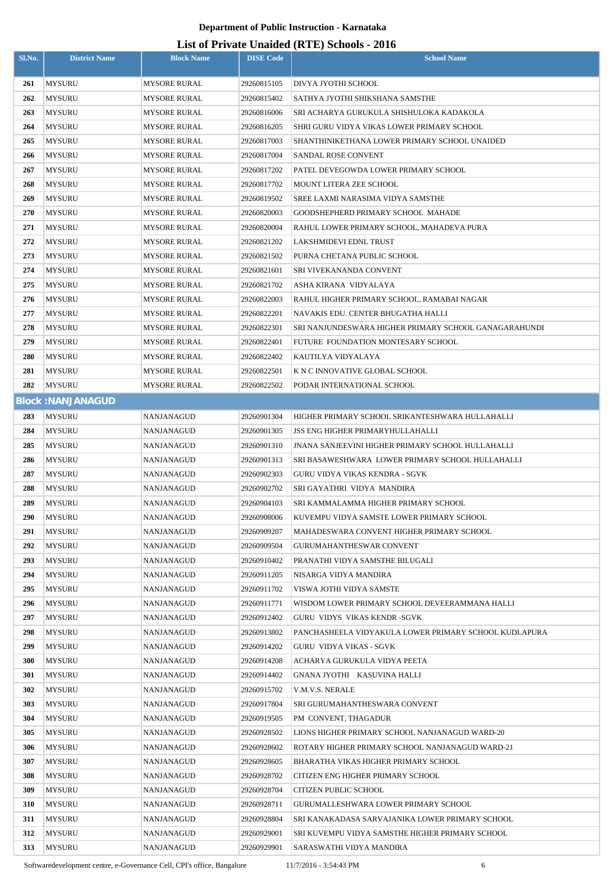**Department of Public Instruction - Karnataka**

## List of Private Unaided (RTE) Schools - 2016

| Sl.No. | District Name | Block Name | DISE Code | School Name |
|---|---|---|---|---|
| 261 | MYSURU | MYSORE RURAL | 29260815105 | DIVYA JYOTHI SCHOOL |
| 262 | MYSURU | MYSORE RURAL | 29260815402 | SATHYA JYOTHI SHIKSHANA SAMSTHE |
| 263 | MYSURU | MYSORE RURAL | 29260816006 | SRI ACHARYA GURUKULA SHISHULOKA KADAKOLA |
| 264 | MYSURU | MYSORE RURAL | 29260816205 | SHRI GURU VIDYA VIKAS LOWER PRIMARY SCHOOL |
| 265 | MYSURU | MYSORE RURAL | 29260817003 | SHANTHINIKETHANA LOWER PRIMARY SCHOOL UNAIDED |
| 266 | MYSURU | MYSORE RURAL | 29260817004 | SANDAL ROSE CONVENT |
| 267 | MYSURU | MYSORE RURAL | 29260817202 | PATEL DEVEGOWDA LOWER PRIMARY SCHOOL |
| 268 | MYSURU | MYSORE RURAL | 29260817702 | MOUNT LITERA ZEE SCHOOL |
| 269 | MYSURU | MYSORE RURAL | 29260819502 | SREE LAXMI NARASIMA VIDYA SAMSTHE |
| 270 | MYSURU | MYSORE RURAL | 29260820003 | GOODSHEPHERD PRIMARY SCHOOL MAHADE |
| 271 | MYSURU | MYSORE RURAL | 29260820004 | RAHUL LOWER PRIMARY SCHOOL, MAHADEVA PURA |
| 272 | MYSURU | MYSORE RURAL | 29260821202 | LAKSHMIDEVI EDNL TRUST |
| 273 | MYSURU | MYSORE RURAL | 29260821502 | PURNA CHETANA PUBLIC SCHOOL |
| 274 | MYSURU | MYSORE RURAL | 29260821601 | SRI VIVEKANANDA CONVENT |
| 275 | MYSURU | MYSORE RURAL | 29260821702 | ASHA KIRANA VIDYALAYA |
| 276 | MYSURU | MYSORE RURAL | 29260822003 | RAHUL HIGHER PRIMARY SCHOOL, RAMABAI NAGAR |
| 277 | MYSURU | MYSORE RURAL | 29260822201 | NAVAKIS EDU. CENTER BHUGATHA HALLI |
| 278 | MYSURU | MYSORE RURAL | 29260822301 | SRI NANJUNDESWARA HIGHER PRIMARY SCHOOL GANAGARAHUNDI |
| 279 | MYSURU | MYSORE RURAL | 29260822401 | FUTURE FOUNDATION MONTESARY SCHOOL |
| 280 | MYSURU | MYSORE RURAL | 29260822402 | KAUTILYA VIDYALAYA |
| 281 | MYSURU | MYSORE RURAL | 29260822501 | K N C INNOVATIVE GLOBAL SCHOOL |
| 282 | MYSURU | MYSORE RURAL | 29260822502 | PODAR INTERNATIONAL SCHOOL |
| **Block :NANJANAGUD** | | | | |
| 283 | MYSURU | NANJANAGUD | 29260901304 | HIGHER PRIMARY SCHOOL SRIKANTESHWARA HULLAHALLI |
| 284 | MYSURU | NANJANAGUD | 29260901305 | JSS ENG HIGHER PRIMARYHULLAHALLI |
| 285 | MYSURU | NANJANAGUD | 29260901310 | JNANA SANJEEVINI HIGHER PRIMARY SCHOOL HULLAHALLI |
| 286 | MYSURU | NANJANAGUD | 29260901313 | SRI BASAWESHWARA LOWER PRIMARY SCHOOL HULLAHALLI |
| 287 | MYSURU | NANJANAGUD | 29260902303 | GURU VIDYA VIKAS KENDRA - SGVK |
| 288 | MYSURU | NANJANAGUD | 29260902702 | SRI GAYATHRI VIDYA MANDIRA |
| 289 | MYSURU | NANJANAGUD | 29260904103 | SRI KAMMALAMMA HIGHER PRIMARY SCHOOL |
| 290 | MYSURU | NANJANAGUD | 29260908006 | KUVEMPU VIDYA SAMSTE LOWER PRIMARY SCHOOL |
| 291 | MYSURU | NANJANAGUD | 29260909207 | MAHADESWARA CONVENT HIGHER PRIMARY SCHOOL |
| 292 | MYSURU | NANJANAGUD | 29260909504 | GURUMAHANTHESWAR CONVENT |
| 293 | MYSURU | NANJANAGUD | 29260910402 | PRANATHI VIDYA SAMSTHE BILUGALI |
| 294 | MYSURU | NANJANAGUD | 29260911205 | NISARGA VIDYA MANDIRA |
| 295 | MYSURU | NANJANAGUD | 29260911702 | VISWA JOTHI VIDYA SAMSTE |
| 296 | MYSURU | NANJANAGUD | 29260911771 | WISDOM LOWER PRIMARY SCHOOL DEVEERAMMANA HALLI |
| 297 | MYSURU | NANJANAGUD | 29260912402 | GURU VIDYS VIKAS KENDR -SGVK |
| 298 | MYSURU | NANJANAGUD | 29260913802 | PANCHASHEELA VIDYAKULA LOWER PRIMARY SCHOOL KUDLAPURA |
| 299 | MYSURU | NANJANAGUD | 29260914202 | GURU VIDYA VIKAS - SGVK |
| 300 | MYSURU | NANJANAGUD | 29260914208 | ACHARYA GURUKULA VIDYA PEETA |
| 301 | MYSURU | NANJANAGUD | 29260914402 | GNANA JYOTHI KASUVINA HALLI |
| 302 | MYSURU | NANJANAGUD | 29260915702 | V.M.V.S. NERALE |
| 303 | MYSURU | NANJANAGUD | 29260917804 | SRI GURUMAHANTHESWARA CONVENT |
| 304 | MYSURU | NANJANAGUD | 29260919505 | PM CONVENT, THAGADUR |
| 305 | MYSURU | NANJANAGUD | 29260928502 | LIONS HIGHER PRIMARY SCHOOL NANJANAGUD WARD-20 |
| 306 | MYSURU | NANJANAGUD | 29260928602 | ROTARY HIGHER PRIMARY SCHOOL NANJANAGUD WARD-21 |
| 307 | MYSURU | NANJANAGUD | 29260928605 | BHARATHA VIKAS HIGHER PRIMARY SCHOOL |
| 308 | MYSURU | NANJANAGUD | 29260928702 | CITIZEN ENG HIGHER PRIMARY SCHOOL |
| 309 | MYSURU | NANJANAGUD | 29260928704 | CITIZEN PUBLIC SCHOOL |
| 310 | MYSURU | NANJANAGUD | 29260928711 | GURUMALLESHWARA LOWER PRIMARY SCHOOL |
| 311 | MYSURU | NANJANAGUD | 29260928804 | SRI KANAKADASA SARVAJANIKA LOWER PRIMARY SCHOOL |
| 312 | MYSURU | NANJANAGUD | 29260929001 | SRI KUVEMPU VIDYA SAMSTHE HIGHER PRIMARY SCHOOL |
| 313 | MYSURU | NANJANAGUD | 29260929901 | SARASWATHI VIDYA MANDIRA |

Softwaredevelopment centre, e-Governance Cell, CPI's office, Bangalore 11/7/2016 - 3:54:43 PM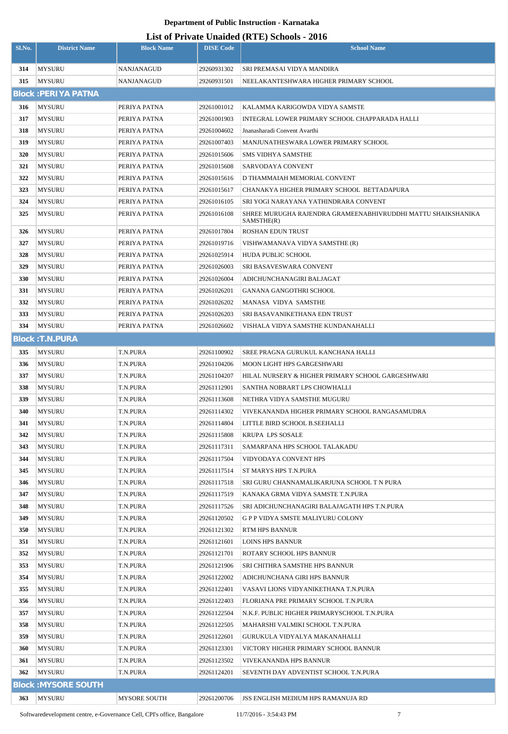**Department of Public Instruction - Karnataka**

**List of Private Unaided (RTE) Schools - 2016**

| Sl.No. | District Name | Block Name | DISE Code | School Name |
|---|---|---|---|---|
| 314 | MYSURU | NANJANAGUD | 29260931302 | SRI PREMASAI VIDYA MANDIRA |
| 315 | MYSURU | NANJANAGUD | 29260931501 | NEELAKANTESHWARA HIGHER PRIMARY SCHOOL |
| **Block :PERIYA PATNA** | | | | |
| 316 | MYSURU | PERIYA PATNA | 29261001012 | KALAMMA KARIGOWDA VIDYA SAMSTE |
| 317 | MYSURU | PERIYA PATNA | 29261001903 | INTEGRAL LOWER PRIMARY SCHOOL CHAPPARADA HALLI |
| 318 | MYSURU | PERIYA PATNA | 29261004602 | Jnanasharadi Convent Avarthi |
| 319 | MYSURU | PERIYA PATNA | 29261007403 | MANJUNATHESWARA LOWER PRIMARY SCHOOL |
| 320 | MYSURU | PERIYA PATNA | 29261015606 | SMS VIDHYA SAMSTHE |
| 321 | MYSURU | PERIYA PATNA | 29261015608 | SARVODAYA CONVENT |
| 322 | MYSURU | PERIYA PATNA | 29261015616 | D THAMMAIAH MEMORIAL CONVENT |
| 323 | MYSURU | PERIYA PATNA | 29261015617 | CHANAKYA HIGHER PRIMARY SCHOOL BETTADAPURA |
| 324 | MYSURU | PERIYA PATNA | 29261016105 | SRI YOGI NARAYANA YATHINDRARA CONVENT |
| 325 | MYSURU | PERIYA PATNA | 29261016108 | SHREE MURUGHA RAJENDRA GRAMEENABHIVRUDDHI MATTU SHAIKSHANIKA SAMSTHE(R) |
| 326 | MYSURU | PERIYA PATNA | 29261017804 | ROSHAN EDUN TRUST |
| 327 | MYSURU | PERIYA PATNA | 29261019716 | VISHWAMANAVA VIDYA SAMSTHE (R) |
| 328 | MYSURU | PERIYA PATNA | 29261025914 | HUDA PUBLIC SCHOOL |
| 329 | MYSURU | PERIYA PATNA | 29261026003 | SRI BASAVESWARA CONVENT |
| 330 | MYSURU | PERIYA PATNA | 29261026004 | ADICHUNCHANAGIRI BALJAGAT |
| 331 | MYSURU | PERIYA PATNA | 29261026201 | GANANA GANGOTHRI SCHOOL |
| 332 | MYSURU | PERIYA PATNA | 29261026202 | MANASA VIDYA SAMSTHE |
| 333 | MYSURU | PERIYA PATNA | 29261026203 | SRI BASAVANIKETHANA EDN TRUST |
| 334 | MYSURU | PERIYA PATNA | 29261026602 | VISHALA VIDYA SAMSTHE KUNDANAHALLI |
| **Block :T.N.PURA** | | | | |
| 335 | MYSURU | T.N.PURA | 29261100902 | SREE PRAGNA GURUKUL KANCHANA HALLI |
| 336 | MYSURU | T.N.PURA | 29261104206 | MOON LIGHT HPS GARGESHWARI |
| 337 | MYSURU | T.N.PURA | 29261104207 | HILAL NURSERY & HIGHER PRIMARY SCHOOL GARGESHWARI |
| 338 | MYSURU | T.N.PURA | 29261112901 | SANTHA NOBRART LPS CHOWHALLI |
| 339 | MYSURU | T.N.PURA | 29261113608 | NETHRA VIDYA SAMSTHE MUGURU |
| 340 | MYSURU | T.N.PURA | 29261114302 | VIVEKANANDA HIGHER PRIMARY SCHOOL RANGASAMUDRA |
| 341 | MYSURU | T.N.PURA | 29261114804 | LITTLE BIRD SCHOOL B.SEEHALLI |
| 342 | MYSURU | T.N.PURA | 29261115808 | KRUPA LPS SOSALE |
| 343 | MYSURU | T.N.PURA | 29261117311 | SAMARPANA HPS SCHOOL TALAKADU |
| 344 | MYSURU | T.N.PURA | 29261117504 | VIDYODAYA CONVENT HPS |
| 345 | MYSURU | T.N.PURA | 29261117514 | ST MARYS HPS T.N.PURA |
| 346 | MYSURU | T.N.PURA | 29261117518 | SRI GURU CHANNAMALIKARJUNA SCHOOL T N PURA |
| 347 | MYSURU | T.N.PURA | 29261117519 | KANAKA GRMA VIDYA SAMSTE T.N.PURA |
| 348 | MYSURU | T.N.PURA | 29261117526 | SRI ADICHUNCHANAGIRI BALAJAGATH HPS T.N.PURA |
| 349 | MYSURU | T.N.PURA | 29261120502 | G P P VIDYA SMSTE MALIYURU COLONY |
| 350 | MYSURU | T.N.PURA | 29261121302 | RTM HPS BANNUR |
| 351 | MYSURU | T.N.PURA | 29261121601 | LOINS HPS BANNUR |
| 352 | MYSURU | T.N.PURA | 29261121701 | ROTARY SCHOOL HPS BANNUR |
| 353 | MYSURU | T.N.PURA | 29261121906 | SRI CHITHRA SAMSTHE HPS BANNUR |
| 354 | MYSURU | T.N.PURA | 29261122002 | ADICHUNCHANA GIRI HPS BANNUR |
| 355 | MYSURU | T.N.PURA | 29261122401 | VASAVI LIONS VIDYANIKETHANA T.N.PURA |
| 356 | MYSURU | T.N.PURA | 29261122403 | FLORIANA PRE PRIMARY SCHOOL T.N.PURA |
| 357 | MYSURU | T.N.PURA | 29261122504 | N.K.F. PUBLIC HIGHER PRIMARYSCHOOL T.N.PURA |
| 358 | MYSURU | T.N.PURA | 29261122505 | MAHARSHI VALMIKI SCHOOL T.N.PURA |
| 359 | MYSURU | T.N.PURA | 29261122601 | GURUKULA VIDYALYA MAKANAHALLI |
| 360 | MYSURU | T.N.PURA | 29261123301 | VICTORY HIGHER PRIMARY SCHOOL BANNUR |
| 361 | MYSURU | T.N.PURA | 29261123502 | VIVEKANANDA HPS BANNUR |
| 362 | MYSURU | T.N.PURA | 29261124201 | SEVENTH DAY ADVENTIST SCHOOL T.N.PURA |
| **Block :MYSORE SOUTH** | | | | |
| 363 | MYSURU | MYSORE SOUTH | 29261200706 | JSS ENGLISH MEDIUM HPS RAMANUJA RD |

Softwaredevelopment centre, e-Governance Cell, CPI's office, Bangalore 11/7/2016 - 3:54:43 PM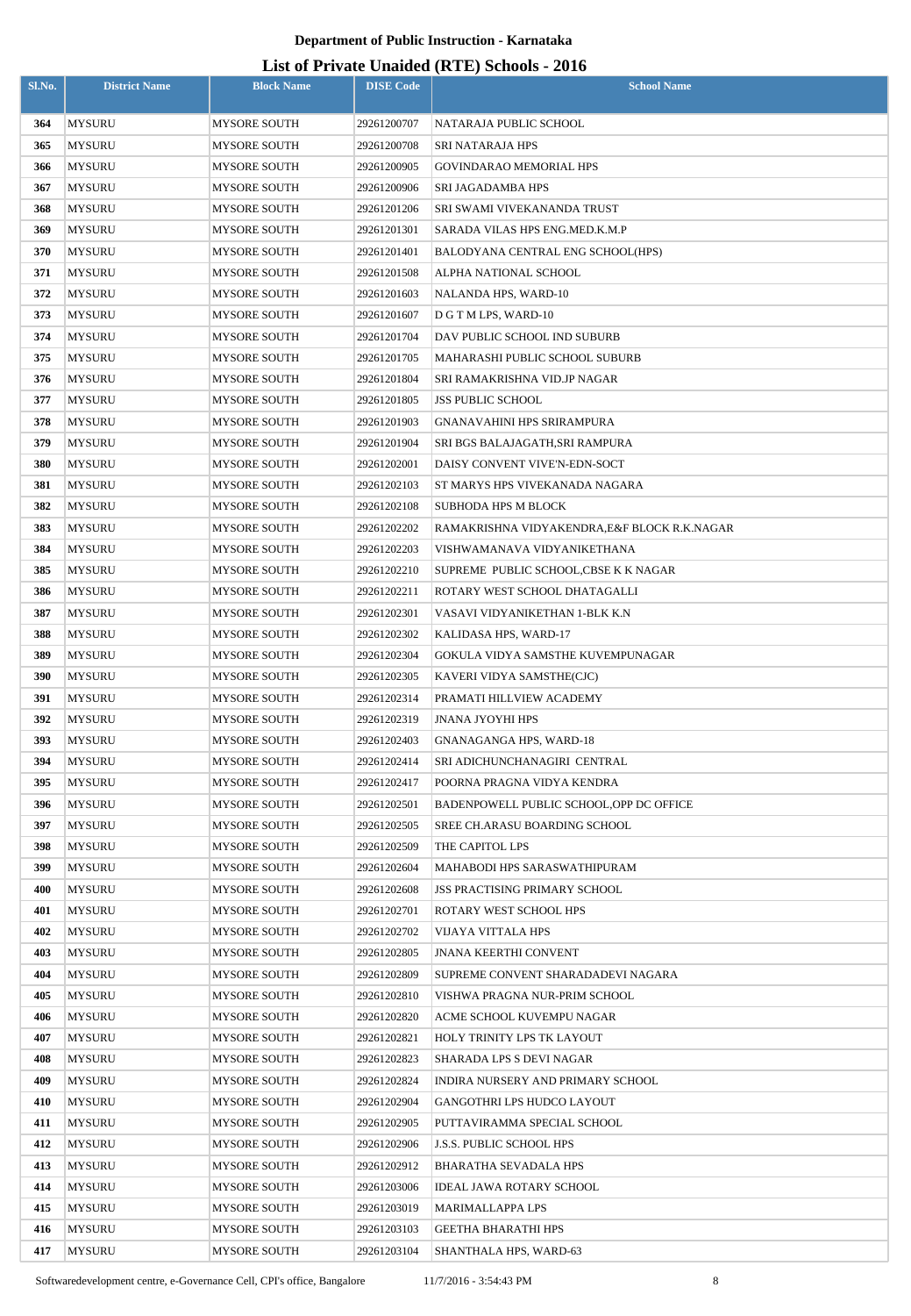**Department of Public Instruction - Karnataka**

## List of Private Unaided (RTE) Schools - 2016

| Sl.No. | District Name | Block Name | DISE Code | School Name |
|---|---|---|---|---|
| 364 | MYSURU | MYSORE SOUTH | 29261200707 | NATARAJA PUBLIC SCHOOL |
| 365 | MYSURU | MYSORE SOUTH | 29261200708 | SRI NATARAJA HPS |
| 366 | MYSURU | MYSORE SOUTH | 29261200905 | GOVINDARAO MEMORIAL HPS |
| 367 | MYSURU | MYSORE SOUTH | 29261200906 | SRI JAGADAMBA HPS |
| 368 | MYSURU | MYSORE SOUTH | 29261201206 | SRI SWAMI VIVEKANANDA TRUST |
| 369 | MYSURU | MYSORE SOUTH | 29261201301 | SARADA VILAS HPS ENG.MED.K.M.P |
| 370 | MYSURU | MYSORE SOUTH | 29261201401 | BALODYANA CENTRAL ENG SCHOOL(HPS) |
| 371 | MYSURU | MYSORE SOUTH | 29261201508 | ALPHA NATIONAL SCHOOL |
| 372 | MYSURU | MYSORE SOUTH | 29261201603 | NALANDA HPS, WARD-10 |
| 373 | MYSURU | MYSORE SOUTH | 29261201607 | D G T M LPS, WARD-10 |
| 374 | MYSURU | MYSORE SOUTH | 29261201704 | DAV PUBLIC SCHOOL IND SUBURB |
| 375 | MYSURU | MYSORE SOUTH | 29261201705 | MAHARASHI PUBLIC SCHOOL SUBURB |
| 376 | MYSURU | MYSORE SOUTH | 29261201804 | SRI RAMAKRISHNA VID.JP NAGAR |
| 377 | MYSURU | MYSORE SOUTH | 29261201805 | JSS PUBLIC SCHOOL |
| 378 | MYSURU | MYSORE SOUTH | 29261201903 | GNANAVAHINI HPS SRIRAMPURA |
| 379 | MYSURU | MYSORE SOUTH | 29261201904 | SRI BGS BALAJAGATH,SRI RAMPURA |
| 380 | MYSURU | MYSORE SOUTH | 29261202001 | DAISY CONVENT VIVE'N-EDN-SOCT |
| 381 | MYSURU | MYSORE SOUTH | 29261202103 | ST MARYS HPS VIVEKANADA NAGARA |
| 382 | MYSURU | MYSORE SOUTH | 29261202108 | SUBHODA HPS M BLOCK |
| 383 | MYSURU | MYSORE SOUTH | 29261202202 | RAMAKRISHNA VIDYAKENDRA,E&F BLOCK R.K.NAGAR |
| 384 | MYSURU | MYSORE SOUTH | 29261202203 | VISHWAMANAVA VIDYANIKETHANA |
| 385 | MYSURU | MYSORE SOUTH | 29261202210 | SUPREME PUBLIC SCHOOL,CBSE K K NAGAR |
| 386 | MYSURU | MYSORE SOUTH | 29261202211 | ROTARY WEST SCHOOL DHATAGALLI |
| 387 | MYSURU | MYSORE SOUTH | 29261202301 | VASAVI VIDYANIKETHAN 1-BLK K.N |
| 388 | MYSURU | MYSORE SOUTH | 29261202302 | KALIDASA HPS, WARD-17 |
| 389 | MYSURU | MYSORE SOUTH | 29261202304 | GOKULA VIDYA SAMSTHE KUVEMPUNAGAR |
| 390 | MYSURU | MYSORE SOUTH | 29261202305 | KAVERI VIDYA SAMSTHE(CJC) |
| 391 | MYSURU | MYSORE SOUTH | 29261202314 | PRAMATI HILLVIEW ACADEMY |
| 392 | MYSURU | MYSORE SOUTH | 29261202319 | JNANA JYOYHI HPS |
| 393 | MYSURU | MYSORE SOUTH | 29261202403 | GNANAGANGA HPS, WARD-18 |
| 394 | MYSURU | MYSORE SOUTH | 29261202414 | SRI ADICHUNCHANAGIRI CENTRAL |
| 395 | MYSURU | MYSORE SOUTH | 29261202417 | POORNA PRAGNA VIDYA KENDRA |
| 396 | MYSURU | MYSORE SOUTH | 29261202501 | BADENPOWELL PUBLIC SCHOOL,OPP DC OFFICE |
| 397 | MYSURU | MYSORE SOUTH | 29261202505 | SREE CH.ARASU BOARDING SCHOOL |
| 398 | MYSURU | MYSORE SOUTH | 29261202509 | THE CAPITOL LPS |
| 399 | MYSURU | MYSORE SOUTH | 29261202604 | MAHABODI HPS SARASWATHIPURAM |
| 400 | MYSURU | MYSORE SOUTH | 29261202608 | JSS PRACTISING PRIMARY SCHOOL |
| 401 | MYSURU | MYSORE SOUTH | 29261202701 | ROTARY WEST SCHOOL HPS |
| 402 | MYSURU | MYSORE SOUTH | 29261202702 | VIJAYA VITTALA HPS |
| 403 | MYSURU | MYSORE SOUTH | 29261202805 | JNANA KEERTHI CONVENT |
| 404 | MYSURU | MYSORE SOUTH | 29261202809 | SUPREME CONVENT SHARADADEVI NAGARA |
| 405 | MYSURU | MYSORE SOUTH | 29261202810 | VISHWA PRAGNA NUR-PRIM SCHOOL |
| 406 | MYSURU | MYSORE SOUTH | 29261202820 | ACME SCHOOL KUVEMPU NAGAR |
| 407 | MYSURU | MYSORE SOUTH | 29261202821 | HOLY TRINITY LPS TK LAYOUT |
| 408 | MYSURU | MYSORE SOUTH | 29261202823 | SHARADA LPS S DEVI NAGAR |
| 409 | MYSURU | MYSORE SOUTH | 29261202824 | INDIRA NURSERY AND PRIMARY SCHOOL |
| 410 | MYSURU | MYSORE SOUTH | 29261202904 | GANGOTHRI LPS HUDCO LAYOUT |
| 411 | MYSURU | MYSORE SOUTH | 29261202905 | PUTTAVIRAMMA SPECIAL SCHOOL |
| 412 | MYSURU | MYSORE SOUTH | 29261202906 | J.S.S. PUBLIC SCHOOL HPS |
| 413 | MYSURU | MYSORE SOUTH | 29261202912 | BHARATHA SEVADALA HPS |
| 414 | MYSURU | MYSORE SOUTH | 29261203006 | IDEAL JAWA ROTARY SCHOOL |
| 415 | MYSURU | MYSORE SOUTH | 29261203019 | MARIMALLAPPA LPS |
| 416 | MYSURU | MYSORE SOUTH | 29261203103 | GEETHA BHARATHI HPS |
| 417 | MYSURU | MYSORE SOUTH | 29261203104 | SHANTHALA HPS, WARD-63 |

Softwaredevelopment centre, e-Governance Cell, CPI's office, Bangalore 11/7/2016 - 3:54:43 PM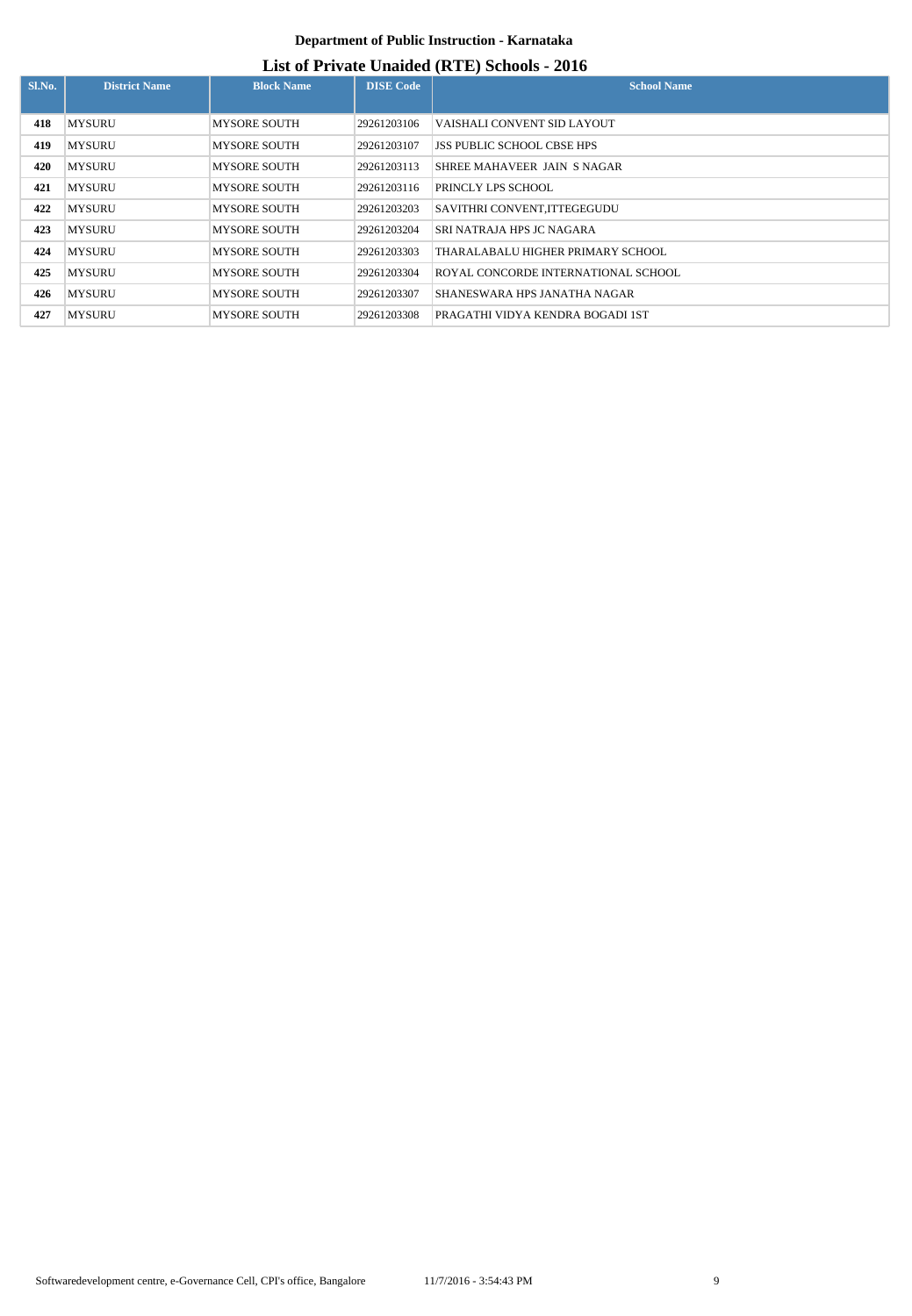**Department of Public Instruction - Karnataka**

## List of Private Unaided (RTE) Schools - 2016

| Sl.No. | District Name | Block Name | DISE Code | School Name |
|---|---|---|---|---|
| 418 | MYSURU | MYSORE SOUTH | 29261203106 | VAISHALI CONVENT SID LAYOUT |
| 419 | MYSURU | MYSORE SOUTH | 29261203107 | JSS PUBLIC SCHOOL CBSE HPS |
| 420 | MYSURU | MYSORE SOUTH | 29261203113 | SHREE MAHAVEER JAIN S NAGAR |
| 421 | MYSURU | MYSORE SOUTH | 29261203116 | PRINCLY LPS SCHOOL |
| 422 | MYSURU | MYSORE SOUTH | 29261203203 | SAVITHRI CONVENT,ITTEGEGUDU |
| 423 | MYSURU | MYSORE SOUTH | 29261203204 | SRI NATRAJA HPS JC NAGARA |
| 424 | MYSURU | MYSORE SOUTH | 29261203303 | THARALABALU HIGHER PRIMARY SCHOOL |
| 425 | MYSURU | MYSORE SOUTH | 29261203304 | ROYAL CONCORDE INTERNATIONAL SCHOOL |
| 426 | MYSURU | MYSORE SOUTH | 29261203307 | SHANESWARA HPS JANATHA NAGAR |
| 427 | MYSURU | MYSORE SOUTH | 29261203308 | PRAGATHI VIDYA KENDRA BOGADI 1ST |